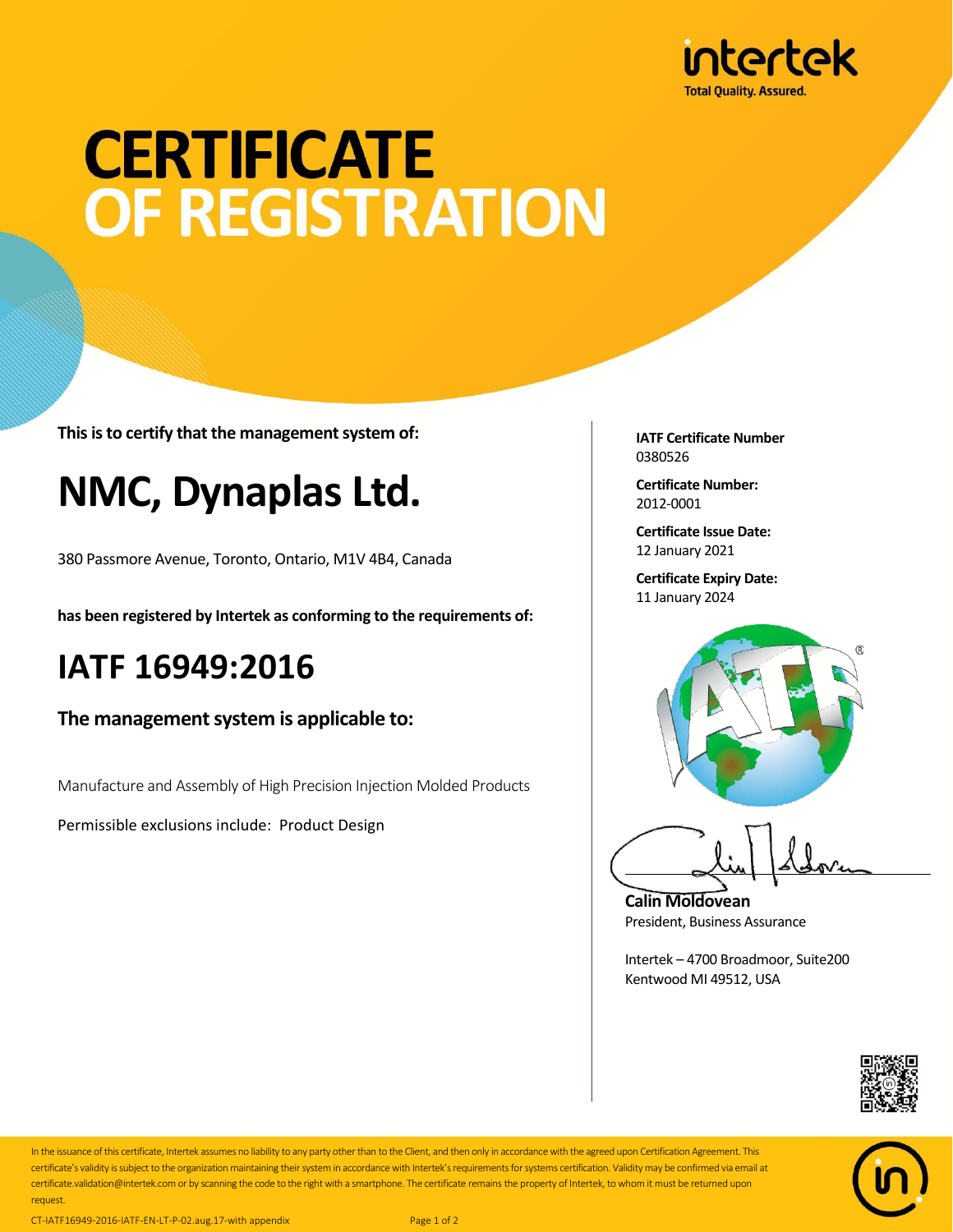intertek
Total Quality. Assured.

# CERTIFICATE OF REGISTRATION

**This is to certify that the management system of:**

# NMC, Dynaplas Ltd.

380 Passmore Avenue, Toronto, Ontario, M1V 4B4, Canada

**has been registered by Intertek as conforming to the requirements of:**

# IATF 16949:2016

### The management system is applicable to:

Manufacture and Assembly of High Precision Injection Molded Products

Permissible exclusions include: Product Design

**IATF Certificate Number**
0380526

**Certificate Number:**
2012-0001

**Certificate Issue Date:**
12 January 2021

**Certificate Expiry Date:**
11 January 2024

**Calin Moldovean**
President, Business Assurance

Intertek – 4700 Broadmoor, Suite200
Kentwood MI 49512, USA

In the issuance of this certificate, Intertek assumes no liability to any party other than to the Client, and then only in accordance with the agreed upon Certification Agreement. This certificate's validity is subject to the organization maintaining their system in accordance with Intertek's requirements for systems certification. Validity may be confirmed via email at certificate.validation@intertek.com or by scanning the code to the right with a smartphone. The certificate remains the property of Intertek, to whom it must be returned upon request.

CT-IATF16949-2016-IATF-EN-LT-P-02.aug.17-with appendix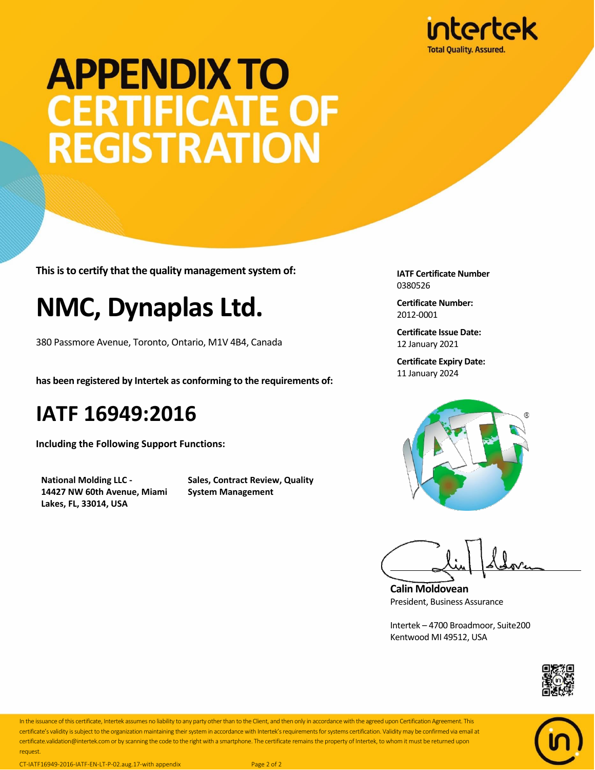intertek
Total Quality. Assured.

# APPENDIX TO CERTIFICATE OF REGISTRATION

**This is to certify that the quality management system of:**

## NMC, Dynaplas Ltd.

380 Passmore Avenue, Toronto, Ontario, M1V 4B4, Canada

**has been registered by Intertek as conforming to the requirements of:**

## IATF 16949:2016

**Including the Following Support Functions:**

| | |
|---|---|
| **National Molding LLC - 14427 NW 60th Avenue, Miami Lakes, FL, 33014, USA** | **Sales, Contract Review, Quality System Management** |

**IATF Certificate Number**
0380526

**Certificate Number:**
2012-0001

**Certificate Issue Date:**
12 January 2021

**Certificate Expiry Date:**
11 January 2024

**Calin Moldovean**
President, Business Assurance

Intertek – 4700 Broadmoor, Suite200
Kentwood MI 49512, USA

In the issuance of this certificate, Intertek assumes no liability to any party other than to the Client, and then only in accordance with the agreed upon Certification Agreement. This certificate's validity is subject to the organization maintaining their system in accordance with Intertek's requirements for systems certification. Validity may be confirmed via email at certificate.validation@intertek.com or by scanning the code to the right with a smartphone. The certificate remains the property of Intertek, to whom it must be returned upon request.

CT-IATF16949-2016-IATF-EN-LT-P-02.aug.17-with appendix